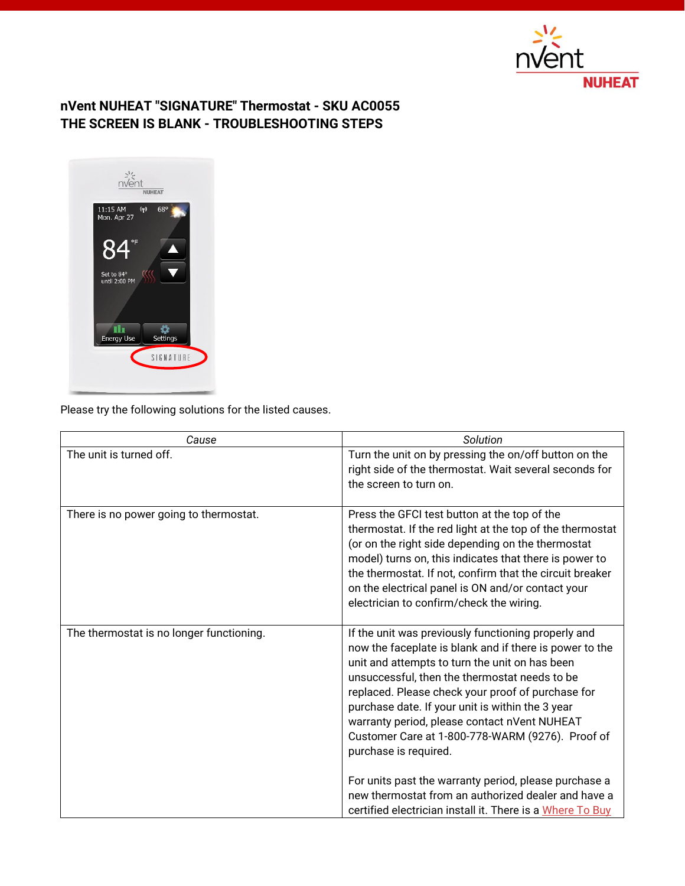# nVent NUHEAT "SIGNATURE" Thermostat - SKU AC0055
## THE SCREEN IS BLANK - TROUBLESHOOTING STEPS

Please try the following solutions for the listed causes.

| *Cause* | *Solution* |
|---|---|
| The unit is turned off. | Turn the unit on by pressing the on/off button on the right side of the thermostat. Wait several seconds for the screen to turn on. |
| There is no power going to thermostat. | Press the GFCI test button at the top of the thermostat. If the red light at the top of the thermostat (or on the right side depending on the thermostat model) turns on, this indicates that there is power to the thermostat. If not, confirm that the circuit breaker on the electrical panel is ON and/or contact your electrician to confirm/check the wiring. |
| The thermostat is no longer functioning. | If the unit was previously functioning properly and now the faceplate is blank and if there is power to the unit and attempts to turn the unit on has been unsuccessful, then the thermostat needs to be replaced. Please check your proof of purchase for purchase date. If your unit is within the 3 year warranty period, please contact nVent NUHEAT Customer Care at 1-800-778-WARM (9276). Proof of purchase is required.<br><br>For units past the warranty period, please purchase a new thermostat from an authorized dealer and have a certified electrician install it. There is a Where To Buy |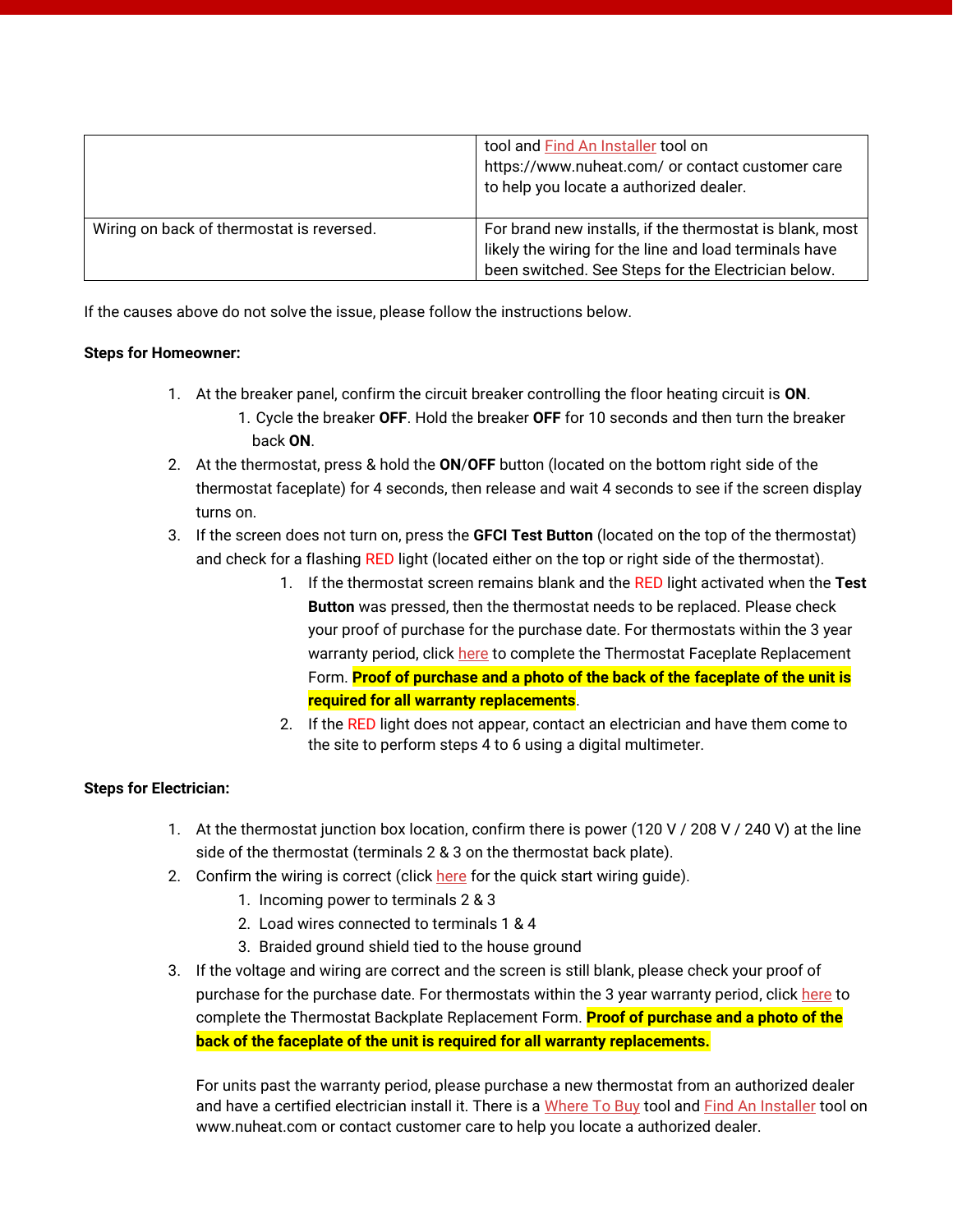| | |
|---|---|
| | tool and Find An Installer tool on https://www.nuheat.com/ or contact customer care to help you locate a authorized dealer. |
| Wiring on back of thermostat is reversed. | For brand new installs, if the thermostat is blank, most likely the wiring for the line and load terminals have been switched. See Steps for the Electrician below. |

If the causes above do not solve the issue, please follow the instructions below.

**Steps for Homeowner:**

1. At the breaker panel, confirm the circuit breaker controlling the floor heating circuit is **ON**.
    1. Cycle the breaker **OFF**. Hold the breaker **OFF** for 10 seconds and then turn the breaker back **ON**.
2. At the thermostat, press & hold the **ON**/**OFF** button (located on the bottom right side of the thermostat faceplate) for 4 seconds, then release and wait 4 seconds to see if the screen display turns on.
3. If the screen does not turn on, press the **GFCI Test Button** (located on the top of the thermostat) and check for a flashing RED light (located either on the top or right side of the thermostat).
    1. If the thermostat screen remains blank and the RED light activated when the **Test Button** was pressed, then the thermostat needs to be replaced. Please check your proof of purchase for the purchase date. For thermostats within the 3 year warranty period, click here to complete the Thermostat Faceplate Replacement Form. **Proof of purchase and a photo of the back of the faceplate of the unit is required for all warranty replacements**.
    2. If the RED light does not appear, contact an electrician and have them come to the site to perform steps 4 to 6 using a digital multimeter.

**Steps for Electrician:**

1. At the thermostat junction box location, confirm there is power (120 V / 208 V / 240 V) at the line side of the thermostat (terminals 2 & 3 on the thermostat back plate).
2. Confirm the wiring is correct (click here for the quick start wiring guide).
    1. Incoming power to terminals 2 & 3
    2. Load wires connected to terminals 1 & 4
    3. Braided ground shield tied to the house ground
3. If the voltage and wiring are correct and the screen is still blank, please check your proof of purchase for the purchase date. For thermostats within the 3 year warranty period, click here to complete the Thermostat Backplate Replacement Form. **Proof of purchase and a photo of the back of the faceplate of the unit is required for all warranty replacements.**

   For units past the warranty period, please purchase a new thermostat from an authorized dealer and have a certified electrician install it. There is a Where To Buy tool and Find An Installer tool on www.nuheat.com or contact customer care to help you locate a authorized dealer.